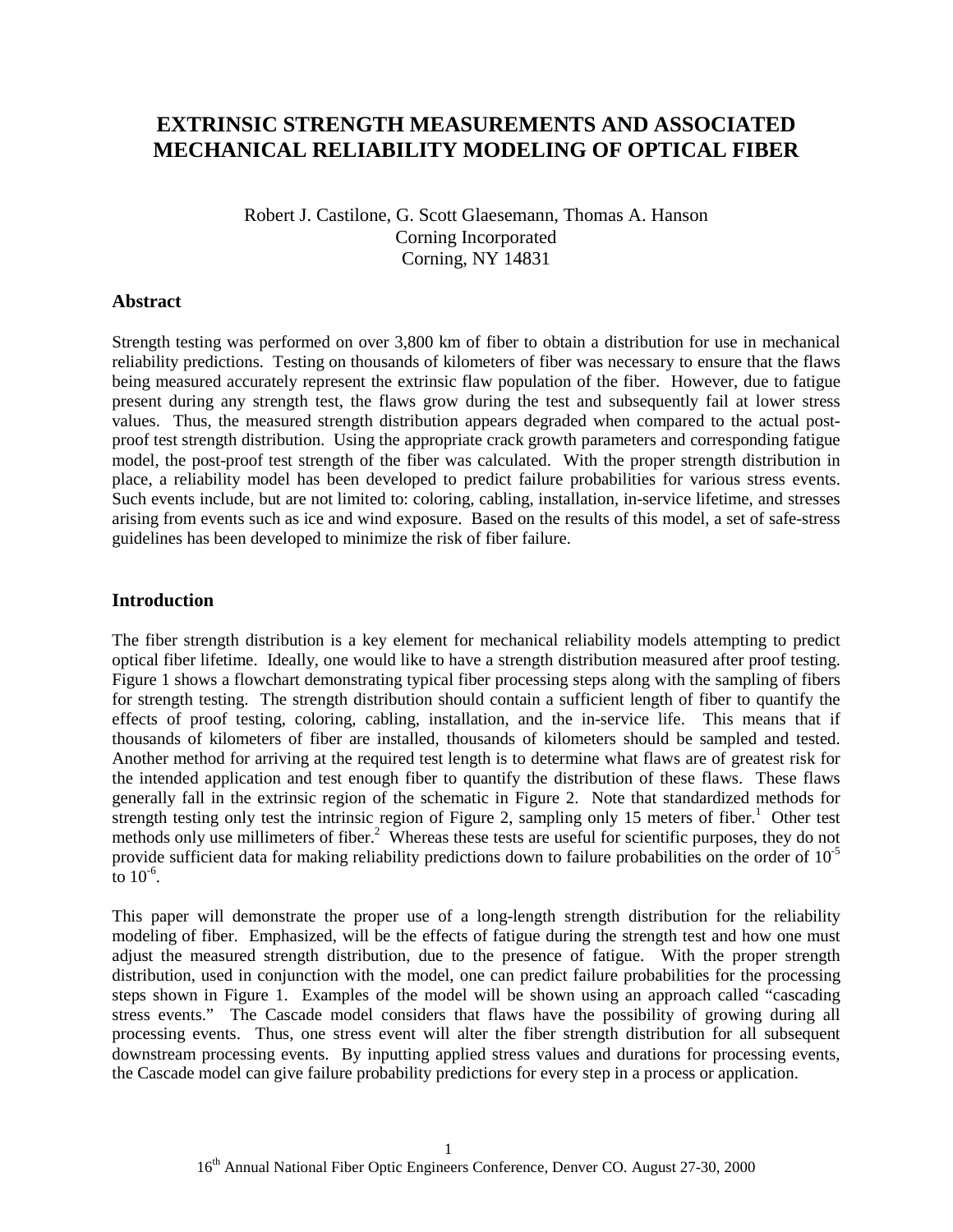# EXTRINSIC STRENGTH MEASUREMENTS AND ASSOCIATED MECHANICAL RELIABILITY MODELING OF OPTICAL FIBER

Robert J. Castilone, G. Scott Glaesemann, Thomas A. Hanson
Corning Incorporated
Corning, NY 14831

## Abstract

Strength testing was performed on over 3,800 km of fiber to obtain a distribution for use in mechanical reliability predictions. Testing on thousands of kilometers of fiber was necessary to ensure that the flaws being measured accurately represent the extrinsic flaw population of the fiber. However, due to fatigue present during any strength test, the flaws grow during the test and subsequently fail at lower stress values. Thus, the measured strength distribution appears degraded when compared to the actual post-proof test strength distribution. Using the appropriate crack growth parameters and corresponding fatigue model, the post-proof test strength of the fiber was calculated. With the proper strength distribution in place, a reliability model has been developed to predict failure probabilities for various stress events. Such events include, but are not limited to: coloring, cabling, installation, in-service lifetime, and stresses arising from events such as ice and wind exposure. Based on the results of this model, a set of safe-stress guidelines has been developed to minimize the risk of fiber failure.

## Introduction

The fiber strength distribution is a key element for mechanical reliability models attempting to predict optical fiber lifetime. Ideally, one would like to have a strength distribution measured after proof testing. Figure 1 shows a flowchart demonstrating typical fiber processing steps along with the sampling of fibers for strength testing. The strength distribution should contain a sufficient length of fiber to quantify the effects of proof testing, coloring, cabling, installation, and the in-service life. This means that if thousands of kilometers of fiber are installed, thousands of kilometers should be sampled and tested. Another method for arriving at the required test length is to determine what flaws are of greatest risk for the intended application and test enough fiber to quantify the distribution of these flaws. These flaws generally fall in the extrinsic region of the schematic in Figure 2. Note that standardized methods for strength testing only test the intrinsic region of Figure 2, sampling only 15 meters of fiber.[1] Other test methods only use millimeters of fiber.[2] Whereas these tests are useful for scientific purposes, they do not provide sufficient data for making reliability predictions down to failure probabilities on the order of $10^{-5}$ to $10^{-6}$.

This paper will demonstrate the proper use of a long-length strength distribution for the reliability modeling of fiber. Emphasized, will be the effects of fatigue during the strength test and how one must adjust the measured strength distribution, due to the presence of fatigue. With the proper strength distribution, used in conjunction with the model, one can predict failure probabilities for the processing steps shown in Figure 1. Examples of the model will be shown using an approach called "cascading stress events." The Cascade model considers that flaws have the possibility of growing during all processing events. Thus, one stress event will alter the fiber strength distribution for all subsequent downstream processing events. By inputting applied stress values and durations for processing events, the Cascade model can give failure probability predictions for every step in a process or application.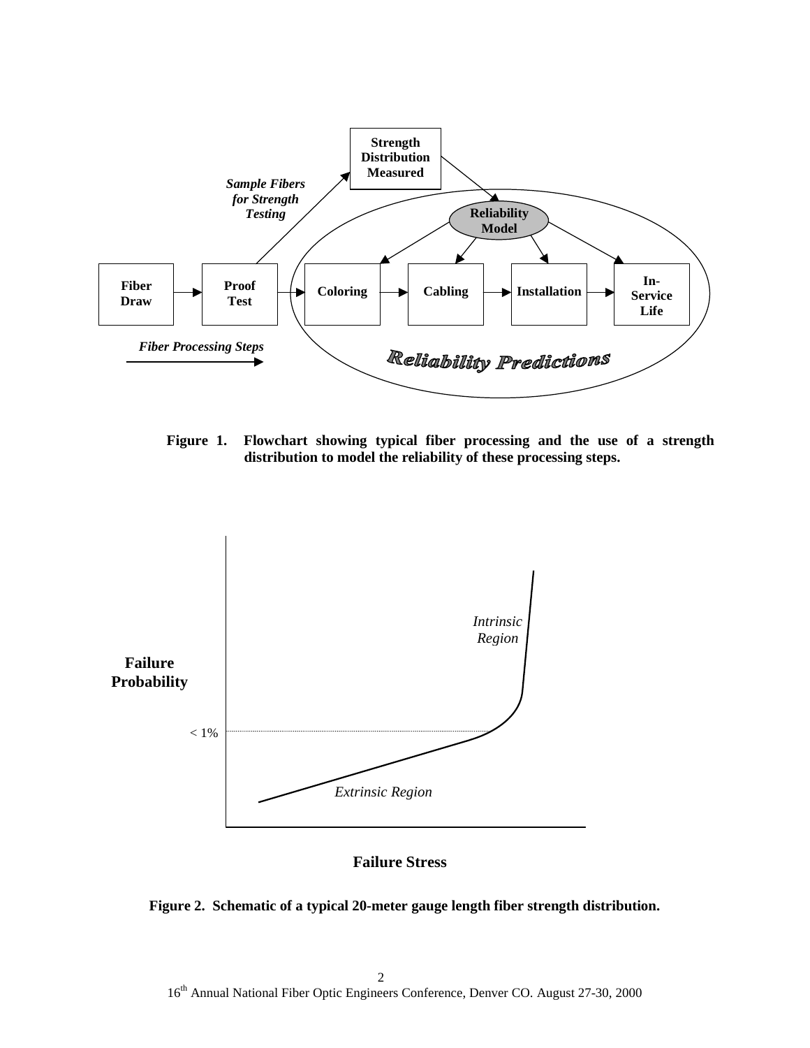**Figure 1. Flowchart showing typical fiber processing and the use of a strength distribution to model the reliability of these processing steps.**

**Figure 2. Schematic of a typical 20-meter gauge length fiber strength distribution.**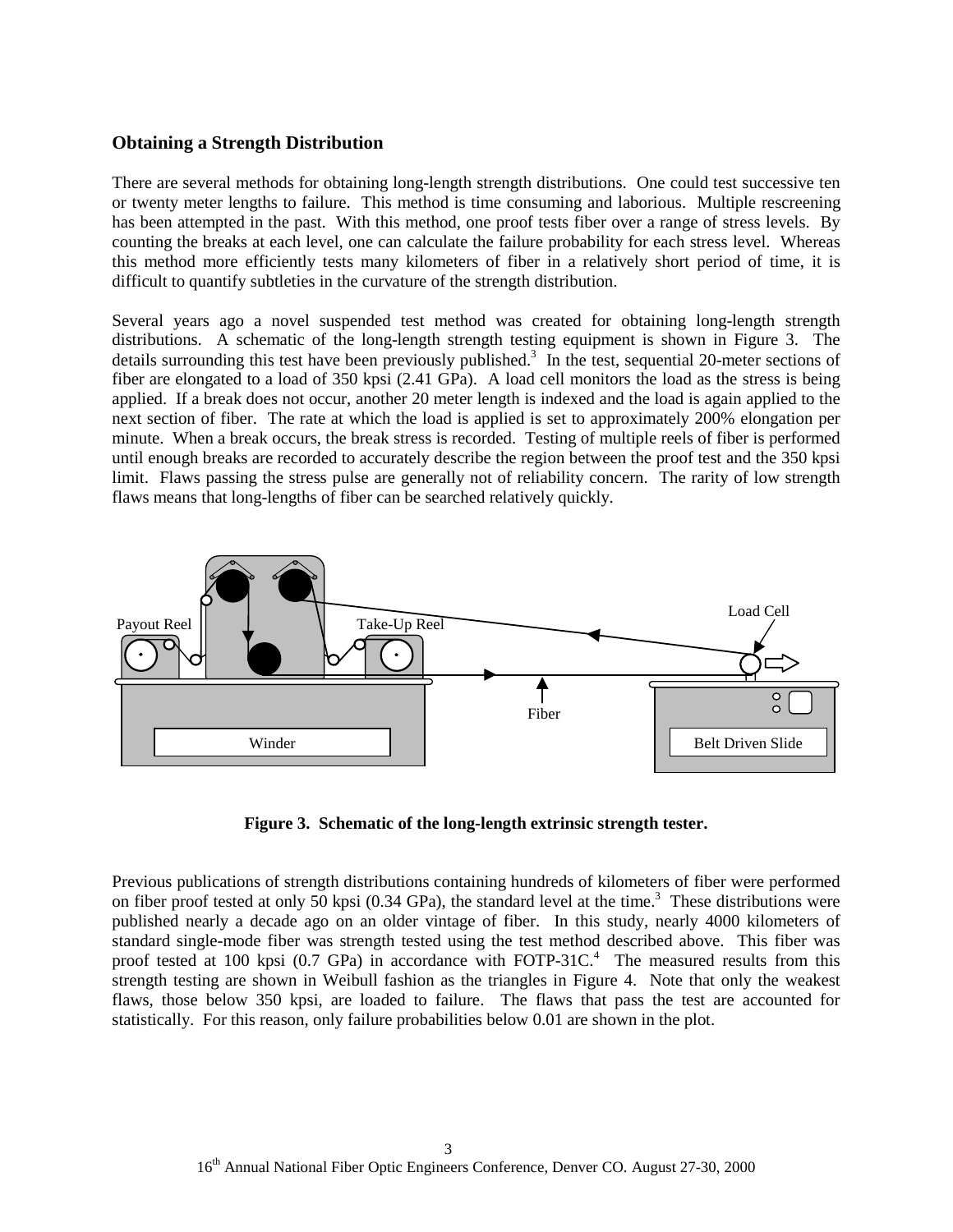### Obtaining a Strength Distribution

There are several methods for obtaining long-length strength distributions. One could test successive ten or twenty meter lengths to failure. This method is time consuming and laborious. Multiple rescreening has been attempted in the past. With this method, one proof tests fiber over a range of stress levels. By counting the breaks at each level, one can calculate the failure probability for each stress level. Whereas this method more efficiently tests many kilometers of fiber in a relatively short period of time, it is difficult to quantify subtleties in the curvature of the strength distribution.

Several years ago a novel suspended test method was created for obtaining long-length strength distributions. A schematic of the long-length strength testing equipment is shown in Figure 3. The details surrounding this test have been previously published.[3] In the test, sequential 20-meter sections of fiber are elongated to a load of 350 kpsi (2.41 GPa). A load cell monitors the load as the stress is being applied. If a break does not occur, another 20 meter length is indexed and the load is again applied to the next section of fiber. The rate at which the load is applied is set to approximately 200% elongation per minute. When a break occurs, the break stress is recorded. Testing of multiple reels of fiber is performed until enough breaks are recorded to accurately describe the region between the proof test and the 350 kpsi limit. Flaws passing the stress pulse are generally not of reliability concern. The rarity of low strength flaws means that long-lengths of fiber can be searched relatively quickly.

**Figure 3. Schematic of the long-length extrinsic strength tester.**

Previous publications of strength distributions containing hundreds of kilometers of fiber were performed on fiber proof tested at only 50 kpsi (0.34 GPa), the standard level at the time.[3] These distributions were published nearly a decade ago on an older vintage of fiber. In this study, nearly 4000 kilometers of standard single-mode fiber was strength tested using the test method described above. This fiber was proof tested at 100 kpsi (0.7 GPa) in accordance with FOTP-31C.[4] The measured results from this strength testing are shown in Weibull fashion as the triangles in Figure 4. Note that only the weakest flaws, those below 350 kpsi, are loaded to failure. The flaws that pass the test are accounted for statistically. For this reason, only failure probabilities below 0.01 are shown in the plot.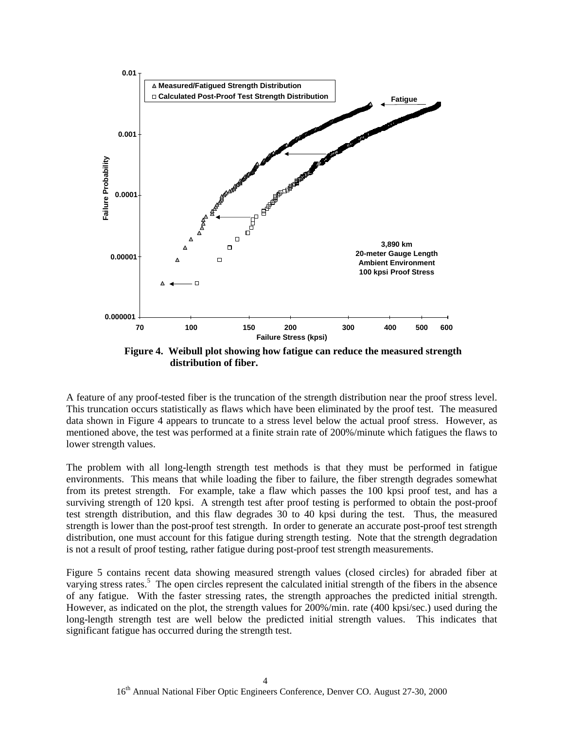Figure 4. Weibull plot showing how fatigue can reduce the measured strength distribution of fiber.

A feature of any proof-tested fiber is the truncation of the strength distribution near the proof stress level. This truncation occurs statistically as flaws which have been eliminated by the proof test. The measured data shown in Figure 4 appears to truncate to a stress level below the actual proof stress. However, as mentioned above, the test was performed at a finite strain rate of 200%/minute which fatigues the flaws to lower strength values.

The problem with all long-length strength test methods is that they must be performed in fatigue environments. This means that while loading the fiber to failure, the fiber strength degrades somewhat from its pretest strength. For example, take a flaw which passes the 100 kpsi proof test, and has a surviving strength of 120 kpsi. A strength test after proof testing is performed to obtain the post-proof test strength distribution, and this flaw degrades 30 to 40 kpsi during the test. Thus, the measured strength is lower than the post-proof test strength. In order to generate an accurate post-proof test strength distribution, one must account for this fatigue during strength testing. Note that the strength degradation is not a result of proof testing, rather fatigue during post-proof test strength measurements.

Figure 5 contains recent data showing measured strength values (closed circles) for abraded fiber at varying stress rates.[5] The open circles represent the calculated initial strength of the fibers in the absence of any fatigue. With the faster stressing rates, the strength approaches the predicted initial strength. However, as indicated on the plot, the strength values for 200%/min. rate (400 kpsi/sec.) used during the long-length strength test are well below the predicted initial strength values. This indicates that significant fatigue has occurred during the strength test.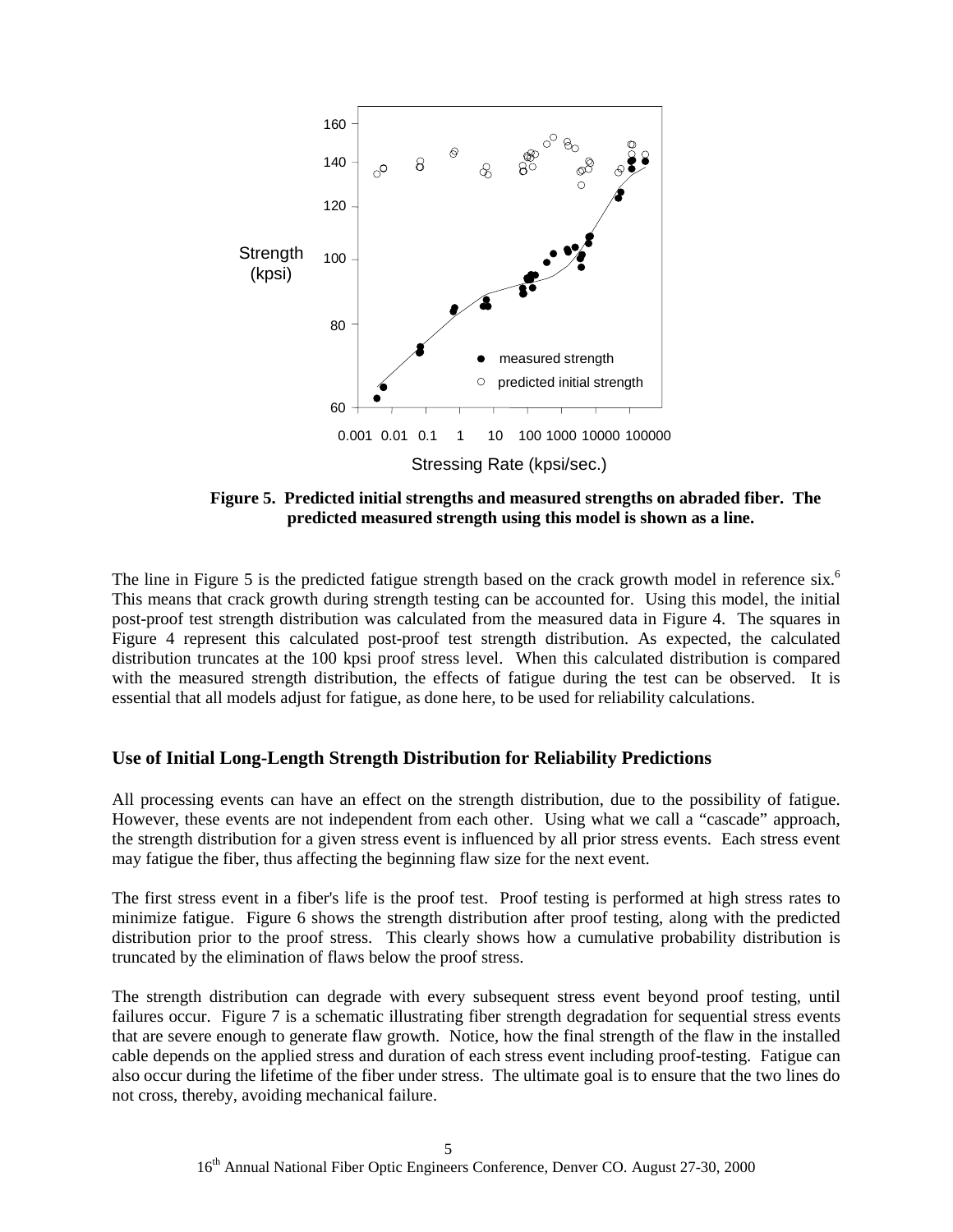**Figure 5. Predicted initial strengths and measured strengths on abraded fiber. The predicted measured strength using this model is shown as a line.**

The line in Figure 5 is the predicted fatigue strength based on the crack growth model in reference six.[6] This means that crack growth during strength testing can be accounted for. Using this model, the initial post-proof test strength distribution was calculated from the measured data in Figure 4. The squares in Figure 4 represent this calculated post-proof test strength distribution. As expected, the calculated distribution truncates at the 100 kpsi proof stress level. When this calculated distribution is compared with the measured strength distribution, the effects of fatigue during the test can be observed. It is essential that all models adjust for fatigue, as done here, to be used for reliability calculations.

### Use of Initial Long-Length Strength Distribution for Reliability Predictions

All processing events can have an effect on the strength distribution, due to the possibility of fatigue. However, these events are not independent from each other. Using what we call a "cascade" approach, the strength distribution for a given stress event is influenced by all prior stress events. Each stress event may fatigue the fiber, thus affecting the beginning flaw size for the next event.

The first stress event in a fiber's life is the proof test. Proof testing is performed at high stress rates to minimize fatigue. Figure 6 shows the strength distribution after proof testing, along with the predicted distribution prior to the proof stress. This clearly shows how a cumulative probability distribution is truncated by the elimination of flaws below the proof stress.

The strength distribution can degrade with every subsequent stress event beyond proof testing, until failures occur. Figure 7 is a schematic illustrating fiber strength degradation for sequential stress events that are severe enough to generate flaw growth. Notice, how the final strength of the flaw in the installed cable depends on the applied stress and duration of each stress event including proof-testing. Fatigue can also occur during the lifetime of the fiber under stress. The ultimate goal is to ensure that the two lines do not cross, thereby, avoiding mechanical failure.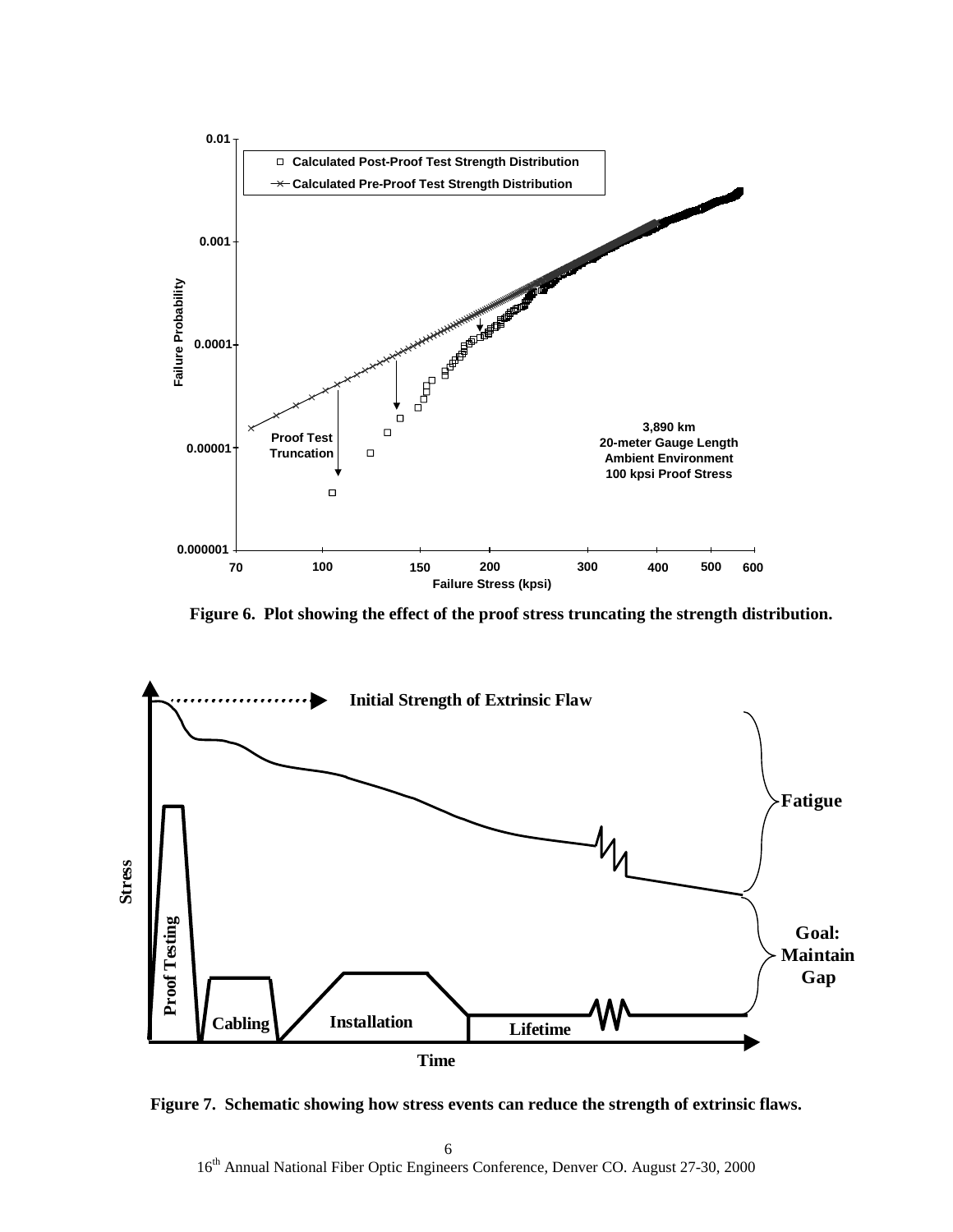**Figure 6. Plot showing the effect of the proof stress truncating the strength distribution.**

**Figure 7. Schematic showing how stress events can reduce the strength of extrinsic flaws.**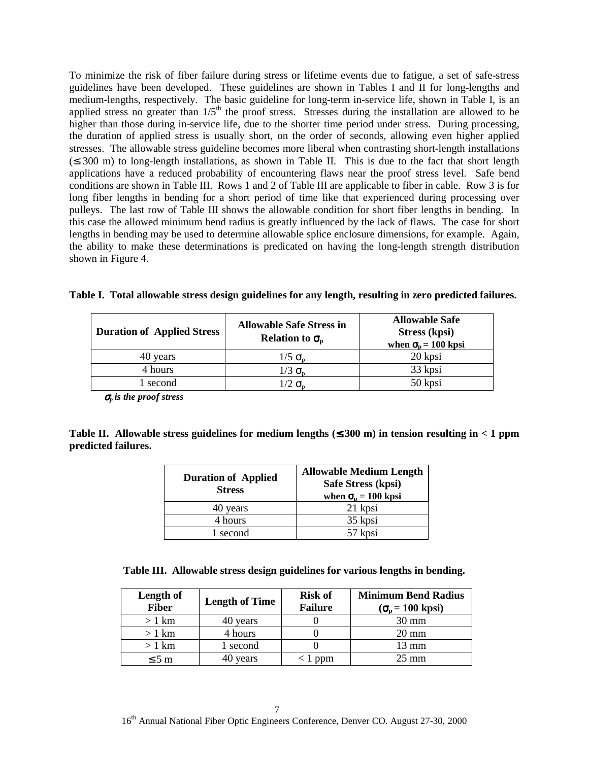To minimize the risk of fiber failure during stress or lifetime events due to fatigue, a set of safe-stress guidelines have been developed. These guidelines are shown in Tables I and II for long-lengths and medium-lengths, respectively. The basic guideline for long-term in-service life, shown in Table I, is an applied stress no greater than 1/5th the proof stress. Stresses during the installation are allowed to be higher than those during in-service life, due to the shorter time period under stress. During processing, the duration of applied stress is usually short, on the order of seconds, allowing even higher applied stresses. The allowable stress guideline becomes more liberal when contrasting short-length installations (≤ 300 m) to long-length installations, as shown in Table II. This is due to the fact that short length applications have a reduced probability of encountering flaws near the proof stress level. Safe bend conditions are shown in Table III. Rows 1 and 2 of Table III are applicable to fiber in cable. Row 3 is for long fiber lengths in bending for a short period of time like that experienced during processing over pulleys. The last row of Table III shows the allowable condition for short fiber lengths in bending. In this case the allowed minimum bend radius is greatly influenced by the lack of flaws. The case for short lengths in bending may be used to determine allowable splice enclosure dimensions, for example. Again, the ability to make these determinations is predicated on having the long-length strength distribution shown in Figure 4.

**Table I. Total allowable stress design guidelines for any length, resulting in zero predicted failures.**

| Duration of Applied Stress | Allowable Safe Stress in Relation to $\sigma_p$ | Allowable Safe Stress (kpsi) when $\sigma_p = 100$ kpsi |
|---|---|---|
| 40 years | $1/5\ \sigma_p$ | 20 kpsi |
| 4 hours | $1/3\ \sigma_p$ | 33 kpsi |
| 1 second | $1/2\ \sigma_p$ | 50 kpsi |

*$\sigma_p$ is the proof stress*

**Table II. Allowable stress guidelines for medium lengths (≤ 300 m) in tension resulting in < 1 ppm predicted failures.**

| Duration of Applied Stress | Allowable Medium Length Safe Stress (kpsi) when $\sigma_p = 100$ kpsi |
|---|---|
| 40 years | 21 kpsi |
| 4 hours | 35 kpsi |
| 1 second | 57 kpsi |

**Table III. Allowable stress design guidelines for various lengths in bending.**

| Length of Fiber | Length of Time | Risk of Failure | Minimum Bend Radius ($\sigma_p = 100$ kpsi) |
|---|---|---|---|
| > 1 km | 40 years | 0 | 30 mm |
| > 1 km | 4 hours | 0 | 20 mm |
| > 1 km | 1 second | 0 | 13 mm |
| ≤ 5 m | 40 years | < 1 ppm | 25 mm |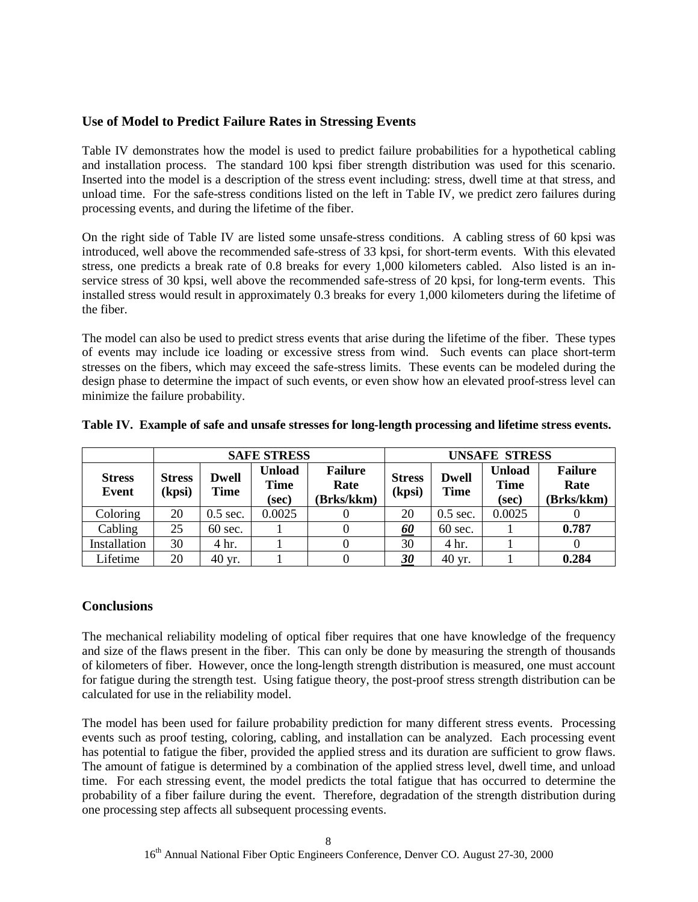## Use of Model to Predict Failure Rates in Stressing Events

Table IV demonstrates how the model is used to predict failure probabilities for a hypothetical cabling and installation process. The standard 100 kpsi fiber strength distribution was used for this scenario. Inserted into the model is a description of the stress event including: stress, dwell time at that stress, and unload time. For the safe-stress conditions listed on the left in Table IV, we predict zero failures during processing events, and during the lifetime of the fiber.

On the right side of Table IV are listed some unsafe-stress conditions. A cabling stress of 60 kpsi was introduced, well above the recommended safe-stress of 33 kpsi, for short-term events. With this elevated stress, one predicts a break rate of 0.8 breaks for every 1,000 kilometers cabled. Also listed is an in-service stress of 30 kpsi, well above the recommended safe-stress of 20 kpsi, for long-term events. This installed stress would result in approximately 0.3 breaks for every 1,000 kilometers during the lifetime of the fiber.

The model can also be used to predict stress events that arise during the lifetime of the fiber. These types of events may include ice loading or excessive stress from wind. Such events can place short-term stresses on the fibers, which may exceed the safe-stress limits. These events can be modeled during the design phase to determine the impact of such events, or even show how an elevated proof-stress level can minimize the failure probability.

**Table IV. Example of safe and unsafe stresses for long-length processing and lifetime stress events.**

| | **SAFE STRESS** | | | | **UNSAFE STRESS** | | | |
|---|---|---|---|---|---|---|---|---|
| **Stress Event** | **Stress (kpsi)** | **Dwell Time** | **Unload Time (sec)** | **Failure Rate (Brks/kkm)** | **Stress (kpsi)** | **Dwell Time** | **Unload Time (sec)** | **Failure Rate (Brks/kkm)** |
| Coloring | 20 | 0.5 sec. | 0.0025 | 0 | 20 | 0.5 sec. | 0.0025 | 0 |
| Cabling | 25 | 60 sec. | 1 | 0 | ***<u>60</u>*** | 60 sec. | 1 | **0.787** |
| Installation | 30 | 4 hr. | 1 | 0 | 30 | 4 hr. | 1 | 0 |
| Lifetime | 20 | 40 yr. | 1 | 0 | ***<u>30</u>*** | 40 yr. | 1 | **0.284** |

## Conclusions

The mechanical reliability modeling of optical fiber requires that one have knowledge of the frequency and size of the flaws present in the fiber. This can only be done by measuring the strength of thousands of kilometers of fiber. However, once the long-length strength distribution is measured, one must account for fatigue during the strength test. Using fatigue theory, the post-proof stress strength distribution can be calculated for use in the reliability model.

The model has been used for failure probability prediction for many different stress events. Processing events such as proof testing, coloring, cabling, and installation can be analyzed. Each processing event has potential to fatigue the fiber, provided the applied stress and its duration are sufficient to grow flaws. The amount of fatigue is determined by a combination of the applied stress level, dwell time, and unload time. For each stressing event, the model predicts the total fatigue that has occurred to determine the probability of a fiber failure during the event. Therefore, degradation of the strength distribution during one processing step affects all subsequent processing events.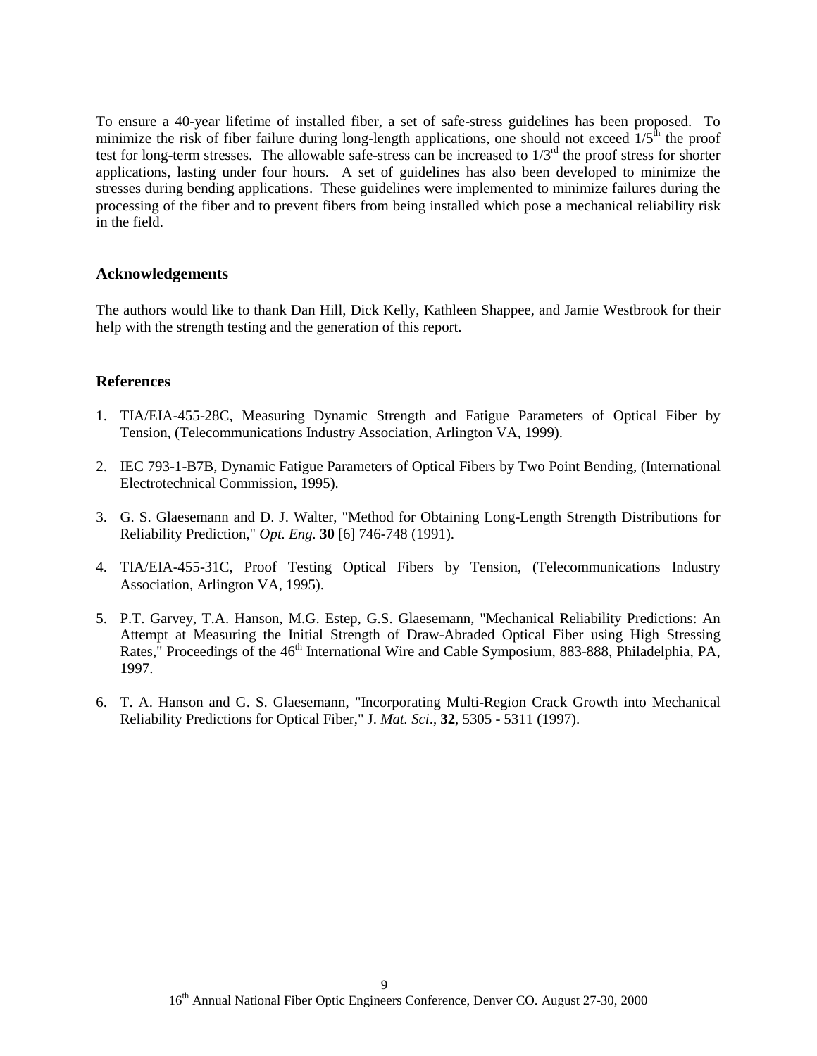To ensure a 40-year lifetime of installed fiber, a set of safe-stress guidelines has been proposed. To minimize the risk of fiber failure during long-length applications, one should not exceed $1/5^{th}$ the proof test for long-term stresses. The allowable safe-stress can be increased to $1/3^{rd}$ the proof stress for shorter applications, lasting under four hours. A set of guidelines has also been developed to minimize the stresses during bending applications. These guidelines were implemented to minimize failures during the processing of the fiber and to prevent fibers from being installed which pose a mechanical reliability risk in the field.

## Acknowledgements

The authors would like to thank Dan Hill, Dick Kelly, Kathleen Shappee, and Jamie Westbrook for their help with the strength testing and the generation of this report.

## References

1. TIA/EIA-455-28C, Measuring Dynamic Strength and Fatigue Parameters of Optical Fiber by Tension, (Telecommunications Industry Association, Arlington VA, 1999).

2. IEC 793-1-B7B, Dynamic Fatigue Parameters of Optical Fibers by Two Point Bending, (International Electrotechnical Commission, 1995).

3. G. S. Glaesemann and D. J. Walter, "Method for Obtaining Long-Length Strength Distributions for Reliability Prediction," *Opt. Eng.* **30** [6] 746-748 (1991).

4. TIA/EIA-455-31C, Proof Testing Optical Fibers by Tension, (Telecommunications Industry Association, Arlington VA, 1995).

5. P.T. Garvey, T.A. Hanson, M.G. Estep, G.S. Glaesemann, "Mechanical Reliability Predictions: An Attempt at Measuring the Initial Strength of Draw-Abraded Optical Fiber using High Stressing Rates," Proceedings of the 46th International Wire and Cable Symposium, 883-888, Philadelphia, PA, 1997.

6. T. A. Hanson and G. S. Glaesemann, "Incorporating Multi-Region Crack Growth into Mechanical Reliability Predictions for Optical Fiber," J. *Mat. Sci*., **32**, 5305 - 5311 (1997).